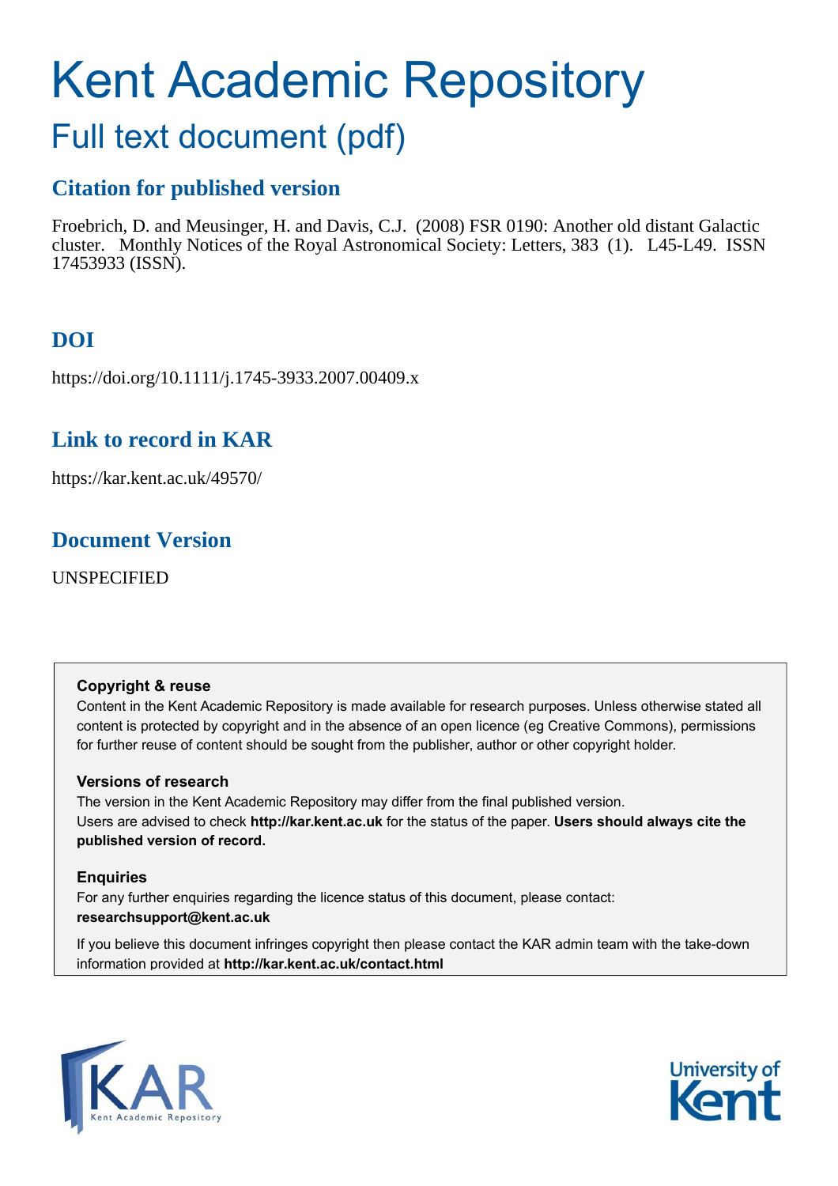# Kent Academic Repository

## Full text document (pdf)

### Citation for published version

Froebrich, D. and Meusinger, H. and Davis, C.J. (2008) FSR 0190: Another old distant Galactic cluster. Monthly Notices of the Royal Astronomical Society: Letters, 383 (1). L45-L49. ISSN 17453933 (ISSN).

### DOI

https://doi.org/10.1111/j.1745-3933.2007.00409.x

### Link to record in KAR

https://kar.kent.ac.uk/49570/

### Document Version

UNSPECIFIED

**Copyright & reuse**

Content in the Kent Academic Repository is made available for research purposes. Unless otherwise stated all content is protected by copyright and in the absence of an open licence (eg Creative Commons), permissions for further reuse of content should be sought from the publisher, author or other copyright holder.

**Versions of research**

The version in the Kent Academic Repository may differ from the final published version.
Users are advised to check **http://kar.kent.ac.uk** for the status of the paper. **Users should always cite the published version of record.**

**Enquiries**

For any further enquiries regarding the licence status of this document, please contact:
**researchsupport@kent.ac.uk**

If you believe this document infringes copyright then please contact the KAR admin team with the take-down information provided at **http://kar.kent.ac.uk/contact.html**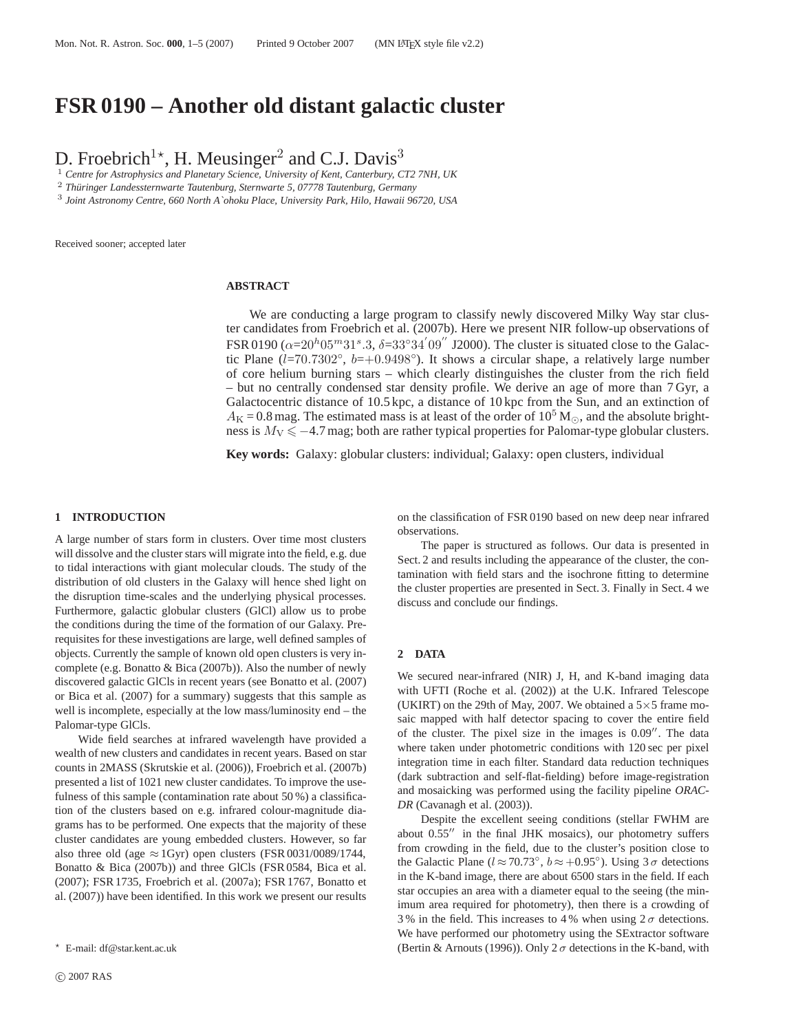# FSR 0190 – Another old distant galactic cluster

D. Froebrich[1]*, H. Meusinger[2] and C.J. Davis[3]

[1] *Centre for Astrophysics and Planetary Science, University of Kent, Canterbury, CT2 7NH, UK*
[2] *Thüringer Landessternwarte Tautenburg, Sternwarte 5, 07778 Tautenburg, Germany*
[3] *Joint Astronomy Centre, 660 North A`ohoku Place, University Park, Hilo, Hawaii 96720, USA*

Received sooner; accepted later

## ABSTRACT

We are conducting a large program to classify newly discovered Milky Way star cluster candidates from Froebrich et al. (2007b). Here we present NIR follow-up observations of FSR 0190 ($\alpha$=$20^h05^m31^s.3$, $\delta$=$33°34'09''$ J2000). The cluster is situated close to the Galactic Plane ($l$=$70.7302°$, $b$=$+0.9498°$). It shows a circular shape, a relatively large number of core helium burning stars – which clearly distinguishes the cluster from the rich field – but no centrally condensed star density profile. We derive an age of more than 7 Gyr, a Galactocentric distance of 10.5 kpc, a distance of 10 kpc from the Sun, and an extinction of $A_{\rm K} = 0.8$ mag. The estimated mass is at least of the order of $10^5$ M$_\odot$, and the absolute brightness is $M_{\rm V} \leqslant -4.7$ mag; both are rather typical properties for Palomar-type globular clusters.

**Key words:** Galaxy: globular clusters: individual; Galaxy: open clusters, individual

## 1 INTRODUCTION

A large number of stars form in clusters. Over time most clusters will dissolve and the cluster stars will migrate into the field, e.g. due to tidal interactions with giant molecular clouds. The study of the distribution of old clusters in the Galaxy will hence shed light on the disruption time-scales and the underlying physical processes. Furthermore, galactic globular clusters (GlCl) allow us to probe the conditions during the time of the formation of our Galaxy. Prerequisites for these investigations are large, well defined samples of objects. Currently the sample of known old open clusters is very incomplete (e.g. Bonatto & Bica (2007b)). Also the number of newly discovered galactic GlCls in recent years (see Bonatto et al. (2007) or Bica et al. (2007) for a summary) suggests that this sample as well is incomplete, especially at the low mass/luminosity end – the Palomar-type GlCls.

Wide field searches at infrared wavelength have provided a wealth of new clusters and candidates in recent years. Based on star counts in 2MASS (Skrutskie et al. (2006)), Froebrich et al. (2007b) presented a list of 1021 new cluster candidates. To improve the usefulness of this sample (contamination rate about 50 %) a classification of the clusters based on e.g. infrared colour-magnitude diagrams has to be performed. One expects that the majority of these cluster candidates are young embedded clusters. However, so far also three old (age $\approx$ 1Gyr) open clusters (FSR 0031/0089/1744, Bonatto & Bica (2007b)) and three GlCls (FSR 0584, Bica et al. (2007); FSR 1735, Froebrich et al. (2007a); FSR 1767, Bonatto et al. (2007)) have been identified. In this work we present our results on the classification of FSR 0190 based on new deep near infrared observations.

The paper is structured as follows. Our data is presented in Sect. 2 and results including the appearance of the cluster, the contamination with field stars and the isochrone fitting to determine the cluster properties are presented in Sect. 3. Finally in Sect. 4 we discuss and conclude our findings.

## 2 DATA

We secured near-infrared (NIR) J, H, and K-band imaging data with UFTI (Roche et al. (2002)) at the U.K. Infrared Telescope (UKIRT) on the 29th of May, 2007. We obtained a 5×5 frame mosaic mapped with half detector spacing to cover the entire field of the cluster. The pixel size in the images is 0.09''. The data where taken under photometric conditions with 120 sec per pixel integration time in each filter. Standard data reduction techniques (dark subtraction and self-flat-fielding) before image-registration and mosaicking was performed using the facility pipeline *ORAC-DR* (Cavanagh et al. (2003)).

Despite the excellent seeing conditions (stellar FWHM are about 0.55'' in the final JHK mosaics), our photometry suffers from crowding in the field, due to the cluster's position close to the Galactic Plane ($l \approx 70.73°$, $b \approx +0.95°$). Using 3 $\sigma$ detections in the K-band image, there are about 6500 stars in the field. If each star occupies an area with a diameter equal to the seeing (the minimum area required for photometry), then there is a crowding of 3 % in the field. This increases to 4 % when using 2 $\sigma$ detections. We have performed our photometry using the SExtractor software (Bertin & Arnouts (1996)). Only 2 $\sigma$ detections in the K-band, with

* E-mail: df@star.kent.ac.uk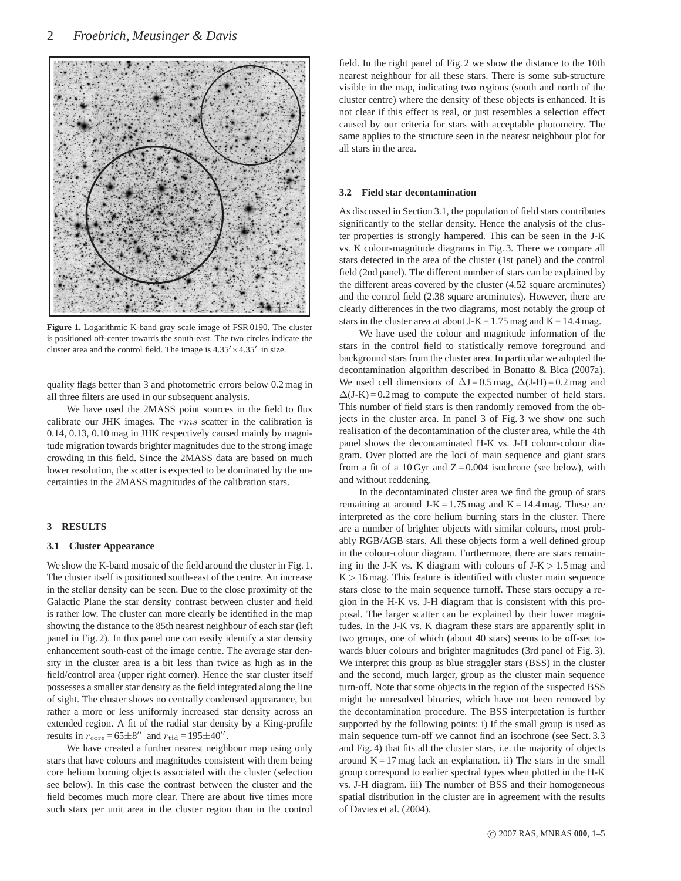**Figure 1.** Logarithmic K-band gray scale image of FSR 0190. The cluster is positioned off-center towards the south-east. The two circles indicate the cluster area and the control field. The image is $4.35' \times 4.35'$ in size.

quality flags better than 3 and photometric errors below 0.2 mag in all three filters are used in our subsequent analysis.

We have used the 2MASS point sources in the field to flux calibrate our JHK images. The $rms$ scatter in the calibration is 0.14, 0.13, 0.10 mag in JHK respectively caused mainly by magnitude migration towards brighter magnitudes due to the strong image crowding in this field. Since the 2MASS data are based on much lower resolution, the scatter is expected to be dominated by the uncertainties in the 2MASS magnitudes of the calibration stars.

## 3 RESULTS

### 3.1 Cluster Appearance

We show the K-band mosaic of the field around the cluster in Fig. 1. The cluster itself is positioned south-east of the centre. An increase in the stellar density can be seen. Due to the close proximity of the Galactic Plane the star density contrast between cluster and field is rather low. The cluster can more clearly be identified in the map showing the distance to the 85th nearest neighbour of each star (left panel in Fig. 2). In this panel one can easily identify a star density enhancement south-east of the image centre. The average star density in the cluster area is a bit less than twice as high as in the field/control area (upper right corner). Hence the star cluster itself possesses a smaller star density as the field integrated along the line of sight. The cluster shows no centrally condensed appearance, but rather a more or less uniformly increased star density across an extended region. A fit of the radial star density by a King-profile results in $r_{\rm core} = 65 \pm 8''$ and $r_{\rm tid} = 195 \pm 40''$.

We have created a further nearest neighbour map using only stars that have colours and magnitudes consistent with them being core helium burning objects associated with the cluster (selection see below). In this case the contrast between the cluster and the field becomes much more clear. There are about five times more such stars per unit area in the cluster region than in the control field. In the right panel of Fig. 2 we show the distance to the 10th nearest neighbour for all these stars. There is some sub-structure visible in the map, indicating two regions (south and north of the cluster centre) where the density of these objects is enhanced. It is not clear if this effect is real, or just resembles a selection effect caused by our criteria for stars with acceptable photometry. The same applies to the structure seen in the nearest neighbour plot for all stars in the area.

### 3.2 Field star decontamination

As discussed in Section 3.1, the population of field stars contributes significantly to the stellar density. Hence the analysis of the cluster properties is strongly hampered. This can be seen in the J-K vs. K colour-magnitude diagrams in Fig. 3. There we compare all stars detected in the area of the cluster (1st panel) and the control field (2nd panel). The different number of stars can be explained by the different areas covered by the cluster (4.52 square arcminutes) and the control field (2.38 square arcminutes). However, there are clearly differences in the two diagrams, most notably the group of stars in the cluster area at about J-K = 1.75 mag and K = 14.4 mag.

We have used the colour and magnitude information of the stars in the control field to statistically remove foreground and background stars from the cluster area. In particular we adopted the decontamination algorithm described in Bonatto & Bica (2007a). We used cell dimensions of $\Delta$J = 0.5 mag, $\Delta$(J-H) = 0.2 mag and $\Delta$(J-K) = 0.2 mag to compute the expected number of field stars. This number of field stars is then randomly removed from the objects in the cluster area. In panel 3 of Fig. 3 we show one such realisation of the decontamination of the cluster area, while the 4th panel shows the decontaminated H-K vs. J-H colour-colour diagram. Over plotted are the loci of main sequence and giant stars from a fit of a 10 Gyr and Z = 0.004 isochrone (see below), with and without reddening.

In the decontaminated cluster area we find the group of stars remaining at around J-K = 1.75 mag and K = 14.4 mag. These are interpreted as the core helium burning stars in the cluster. There are a number of brighter objects with similar colours, most probably RGB/AGB stars. All these objects form a well defined group in the colour-colour diagram. Furthermore, there are stars remaining in the J-K vs. K diagram with colours of J-K > 1.5 mag and K > 16 mag. This feature is identified with cluster main sequence stars close to the main sequence turnoff. These stars occupy a region in the H-K vs. J-H diagram that is consistent with this proposal. The larger scatter can be explained by their lower magnitudes. In the J-K vs. K diagram these stars are apparently split in two groups, one of which (about 40 stars) seems to be off-set towards bluer colours and brighter magnitudes (3rd panel of Fig. 3). We interpret this group as blue straggler stars (BSS) in the cluster and the second, much larger, group as the cluster main sequence turn-off. Note that some objects in the region of the suspected BSS might be unresolved binaries, which have not been removed by the decontamination procedure. The BSS interpretation is further supported by the following points: i) If the small group is used as main sequence turn-off we cannot find an isochrone (see Sect. 3.3 and Fig. 4) that fits all the cluster stars, i.e. the majority of objects around K = 17 mag lack an explanation. ii) The stars in the small group correspond to earlier spectral types when plotted in the H-K vs. J-H diagram. iii) The number of BSS and their homogeneous spatial distribution in the cluster are in agreement with the results of Davies et al. (2004).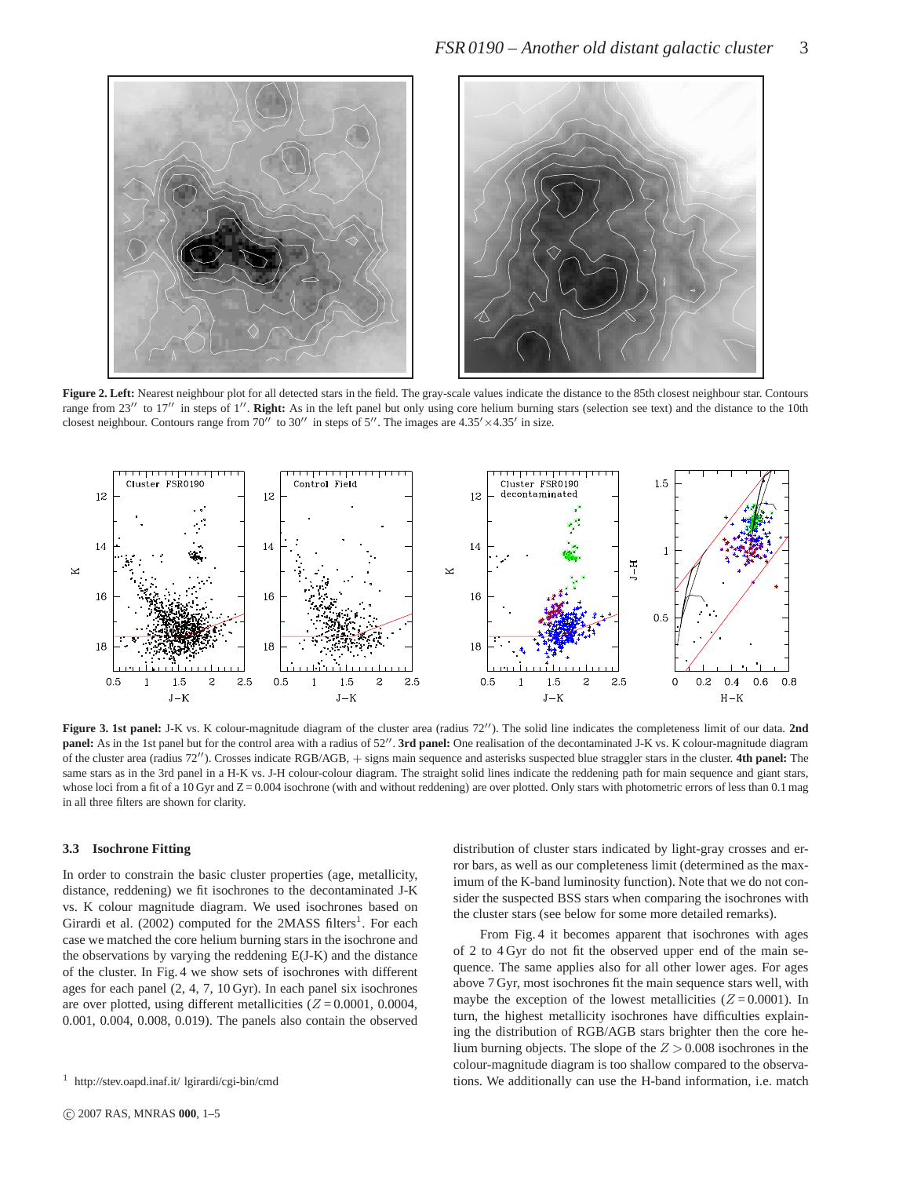**Figure 2. Left:** Nearest neighbour plot for all detected stars in the field. The gray-scale values indicate the distance to the 85th closest neighbour star. Contours range from 23″ to 17″ in steps of 1″. **Right:** As in the left panel but only using core helium burning stars (selection see text) and the distance to the 10th closest neighbour. Contours range from 70″ to 30″ in steps of 5″. The images are 4.35′×4.35′ in size.

**Figure 3. 1st panel:** J-K vs. K colour-magnitude diagram of the cluster area (radius 72″). The solid line indicates the completeness limit of our data. **2nd panel:** As in the 1st panel but for the control area with a radius of 52″. **3rd panel:** One realisation of the decontaminated J-K vs. K colour-magnitude diagram of the cluster area (radius 72″). Crosses indicate RGB/AGB, + signs main sequence and asterisks suspected blue straggler stars in the cluster. **4th panel:** The same stars as in the 3rd panel in a H-K vs. J-H colour-colour diagram. The straight solid lines indicate the reddening path for main sequence and giant stars, whose loci from a fit of a 10 Gyr and Z = 0.004 isochrone (with and without reddening) are over plotted. Only stars with photometric errors of less than 0.1 mag in all three filters are shown for clarity.

### 3.3 Isochrone Fitting

In order to constrain the basic cluster properties (age, metallicity, distance, reddening) we fit isochrones to the decontaminated J-K vs. K colour magnitude diagram. We used isochrones based on Girardi et al. (2002) computed for the 2MASS filters[1]. For each case we matched the core helium burning stars in the isochrone and the observations by varying the reddening E(J-K) and the distance of the cluster. In Fig. 4 we show sets of isochrones with different ages for each panel (2, 4, 7, 10 Gyr). In each panel six isochrones are over plotted, using different metallicities ($Z = 0.0001$, 0.0004, 0.001, 0.004, 0.008, 0.019). The panels also contain the observed distribution of cluster stars indicated by light-gray crosses and error bars, as well as our completeness limit (determined as the maximum of the K-band luminosity function). Note that we do not consider the suspected BSS stars when comparing the isochrones with the cluster stars (see below for some more detailed remarks).

From Fig. 4 it becomes apparent that isochrones with ages of 2 to 4 Gyr do not fit the observed upper end of the main sequence. The same applies also for all other lower ages. For ages above 7 Gyr, most isochrones fit the main sequence stars well, with maybe the exception of the lowest metallicities ($Z = 0.0001$). In turn, the highest metallicity isochrones have difficulties explaining the distribution of RGB/AGB stars brighter then the core helium burning objects. The slope of the $Z > 0.008$ isochrones in the colour-magnitude diagram is too shallow compared to the observations. We additionally can use the H-band information, i.e. match

[1] http://stev.oapd.inaf.it/ lgirardi/cgi-bin/cmd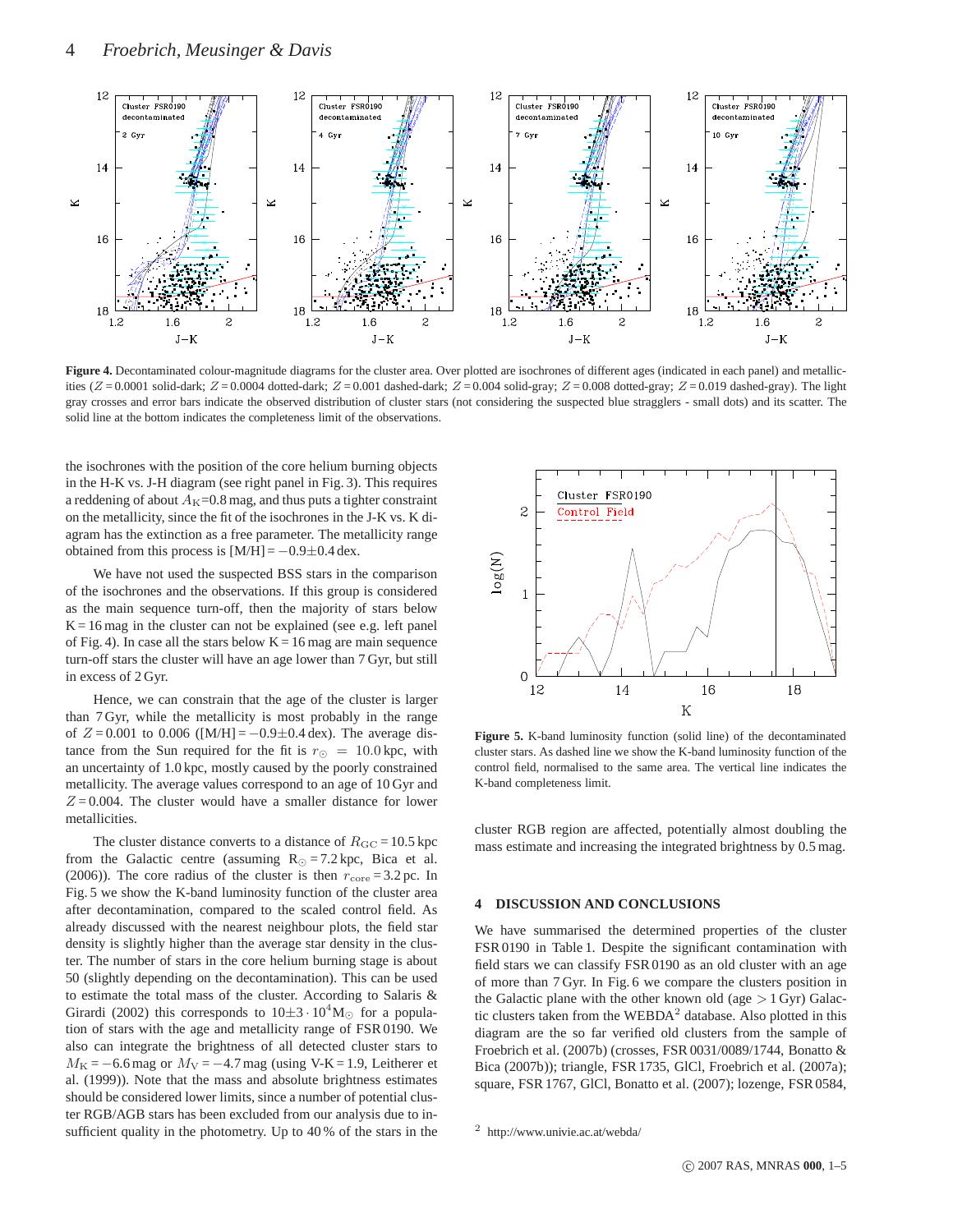**Figure 4.** Decontaminated colour-magnitude diagrams for the cluster area. Over plotted are isochrones of different ages (indicated in each panel) and metallicities ($Z = 0.0001$ solid-dark; $Z = 0.0004$ dotted-dark; $Z = 0.001$ dashed-dark; $Z = 0.004$ solid-gray; $Z = 0.008$ dotted-gray; $Z = 0.019$ dashed-gray). The light gray crosses and error bars indicate the observed distribution of cluster stars (not considering the suspected blue stragglers - small dots) and its scatter. The solid line at the bottom indicates the completeness limit of the observations.

the isochrones with the position of the core helium burning objects in the H-K vs. J-H diagram (see right panel in Fig. 3). This requires a reddening of about $A_K$=0.8 mag, and thus puts a tighter constraint on the metallicity, since the fit of the isochrones in the J-K vs. K diagram has the extinction as a free parameter. The metallicity range obtained from this process is [M/H] = $-0.9 \pm 0.4$ dex.

We have not used the suspected BSS stars in the comparison of the isochrones and the observations. If this group is considered as the main sequence turn-off, then the majority of stars below K = 16 mag in the cluster can not be explained (see e.g. left panel of Fig. 4). In case all the stars below K = 16 mag are main sequence turn-off stars the cluster will have an age lower than 7 Gyr, but still in excess of 2 Gyr.

Hence, we can constrain that the age of the cluster is larger than 7 Gyr, while the metallicity is most probably in the range of $Z = 0.001$ to 0.006 ([M/H] = $-0.9 \pm 0.4$ dex). The average distance from the Sun required for the fit is $r_\odot = 10.0$ kpc, with an uncertainty of 1.0 kpc, mostly caused by the poorly constrained metallicity. The average values correspond to an age of 10 Gyr and $Z = 0.004$. The cluster would have a smaller distance for lower metallicities.

The cluster distance converts to a distance of $R_{\rm GC} = 10.5$ kpc from the Galactic centre (assuming $R_\odot = 7.2$ kpc, Bica et al. (2006)). The core radius of the cluster is then $r_{\rm core} = 3.2$ pc. In Fig. 5 we show the K-band luminosity function of the cluster area after decontamination, compared to the scaled control field. As already discussed with the nearest neighbour plots, the field star density is slightly higher than the average star density in the cluster. The number of stars in the core helium burning stage is about 50 (slightly depending on the decontamination). This can be used to estimate the total mass of the cluster. According to Salaris & Girardi (2002) this corresponds to $10 \pm 3 \cdot 10^4 M_\odot$ for a population of stars with the age and metallicity range of FSR 0190. We also can integrate the brightness of all detected cluster stars to $M_K = -6.6$ mag or $M_V = -4.7$ mag (using V-K = 1.9, Leitherer et al. (1999)). Note that the mass and absolute brightness estimates should be considered lower limits, since a number of potential cluster RGB/AGB stars has been excluded from our analysis due to insufficient quality in the photometry. Up to 40 % of the stars in the cluster RGB region are affected, potentially almost doubling the mass estimate and increasing the integrated brightness by 0.5 mag.

**Figure 5.** K-band luminosity function (solid line) of the decontaminated cluster stars. As dashed line we show the K-band luminosity function of the control field, normalised to the same area. The vertical line indicates the K-band completeness limit.

## 4 DISCUSSION AND CONCLUSIONS

We have summarised the determined properties of the cluster FSR 0190 in Table 1. Despite the significant contamination with field stars we can classify FSR 0190 as an old cluster with an age of more than 7 Gyr. In Fig. 6 we compare the clusters position in the Galactic plane with the other known old (age > 1 Gyr) Galactic clusters taken from the WEBDA[2] database. Also plotted in this diagram are the so far verified old clusters from the sample of Froebrich et al. (2007b) (crosses, FSR 0031/0089/1744, Bonatto & Bica (2007b)); triangle, FSR 1735, GlCl, Froebrich et al. (2007a); square, FSR 1767, GlCl, Bonatto et al. (2007); lozenge, FSR 0584,

[2] http://www.univie.ac.at/webda/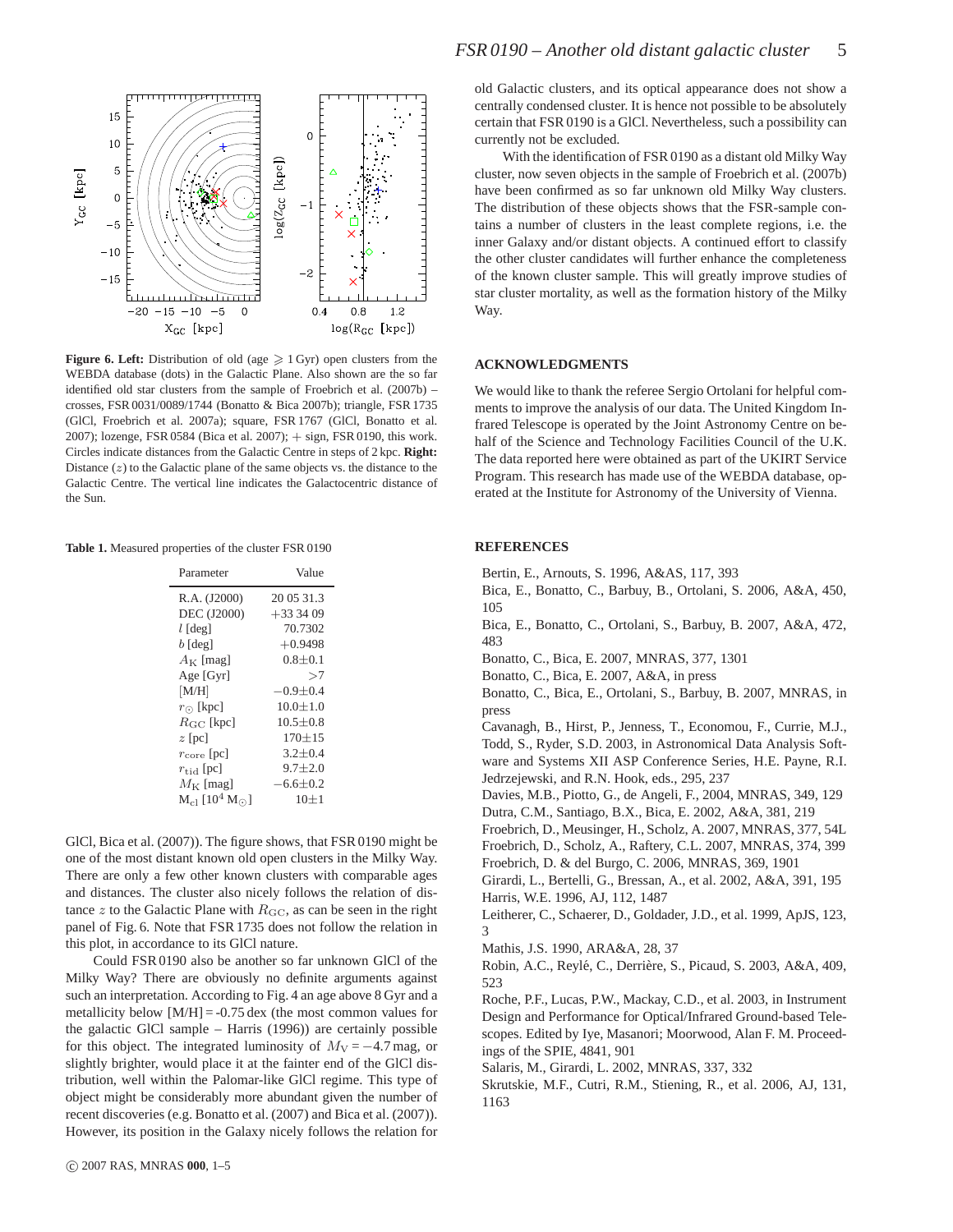Y$_{GC}$ [kpc]

X$_{GC}$ [kpc]

15
10
5
0
−5
−10
−15

−20 −15 −10 −5 0

log(Z$_{GC}$ [kpc])

log(R$_{GC}$ [kpc])

0
−1
−2

0.4 0.8 1.2

**Figure 6. Left:** Distribution of old (age $\geqslant$ 1 Gyr) open clusters from the WEBDA database (dots) in the Galactic Plane. Also shown are the so far identified old star clusters from the sample of Froebrich et al. (2007b) – crosses, FSR 0031/0089/1744 (Bonatto & Bica 2007b); triangle, FSR 1735 (GlCl, Froebrich et al. 2007a); square, FSR 1767 (GlCl, Bonatto et al. 2007); lozenge, FSR 0584 (Bica et al. 2007); + sign, FSR 0190, this work. Circles indicate distances from the Galactic Centre in steps of 2 kpc. **Right:** Distance ($z$) to the Galactic plane of the same objects vs. the distance to the Galactic Centre. The vertical line indicates the Galactocentric distance of the Sun.

**Table 1.** Measured properties of the cluster FSR 0190

| Parameter | Value |
|---|---|
| R.A. (J2000) | 20 05 31.3 |
| DEC (J2000) | +33 34 09 |
| $l$ [deg] | 70.7302 |
| $b$ [deg] | +0.9498 |
| $A_{\rm K}$ [mag] | 0.8±0.1 |
| Age [Gyr] | >7 |
| [M/H] | −0.9±0.4 |
| $r_\odot$ [kpc] | 10.0±1.0 |
| $R_{\rm GC}$ [kpc] | 10.5±0.8 |
| $z$ [pc] | 170±15 |
| $r_{\rm core}$ [pc] | 3.2±0.4 |
| $r_{\rm tid}$ [pc] | 9.7±2.0 |
| $M_{\rm K}$ [mag] | −6.6±0.2 |
| $M_{\rm cl}$ [$10^4$ $M_\odot$] | 10±1 |

GlCl, Bica et al. (2007)). The figure shows, that FSR 0190 might be one of the most distant known old open clusters in the Milky Way. There are only a few other known clusters with comparable ages and distances. The cluster also nicely follows the relation of distance $z$ to the Galactic Plane with $R_{\rm GC}$, as can be seen in the right panel of Fig. 6. Note that FSR 1735 does not follow the relation in this plot, in accordance to its GlCl nature.

Could FSR 0190 also be another so far unknown GlCl of the Milky Way? There are obviously no definite arguments against such an interpretation. According to Fig. 4 an age above 8 Gyr and a metallicity below [M/H] = -0.75 dex (the most common values for the galactic GlCl sample – Harris (1996)) are certainly possible for this object. The integrated luminosity of $M_{\rm V} = -4.7$ mag, or slightly brighter, would place it at the fainter end of the GlCl distribution, well within the Palomar-like GlCl regime. This type of object might be considerably more abundant given the number of recent discoveries (e.g. Bonatto et al. (2007) and Bica et al. (2007)). However, its position in the Galaxy nicely follows the relation for old Galactic clusters, and its optical appearance does not show a centrally condensed cluster. It is hence not possible to be absolutely certain that FSR 0190 is a GlCl. Nevertheless, such a possibility can currently not be excluded.

With the identification of FSR 0190 as a distant old Milky Way cluster, now seven objects in the sample of Froebrich et al. (2007b) have been confirmed as so far unknown old Milky Way clusters. The distribution of these objects shows that the FSR-sample contains a number of clusters in the least complete regions, i.e. the inner Galaxy and/or distant objects. A continued effort to classify the other cluster candidates will further enhance the completeness of the known cluster sample. This will greatly improve studies of star cluster mortality, as well as the formation history of the Milky Way.

## ACKNOWLEDGMENTS

We would like to thank the referee Sergio Ortolani for helpful comments to improve the analysis of our data. The United Kingdom Infrared Telescope is operated by the Joint Astronomy Centre on behalf of the Science and Technology Facilities Council of the U.K. The data reported here were obtained as part of the UKIRT Service Program. This research has made use of the WEBDA database, operated at the Institute for Astronomy of the University of Vienna.

## REFERENCES

Bertin, E., Arnouts, S. 1996, A&AS, 117, 393

Bica, E., Bonatto, C., Barbuy, B., Ortolani, S. 2006, A&A, 450, 105

Bica, E., Bonatto, C., Ortolani, S., Barbuy, B. 2007, A&A, 472, 483

Bonatto, C., Bica, E. 2007, MNRAS, 377, 1301

Bonatto, C., Bica, E. 2007, A&A, in press

Bonatto, C., Bica, E., Ortolani, S., Barbuy, B. 2007, MNRAS, in press

Cavanagh, B., Hirst, P., Jenness, T., Economou, F., Currie, M.J., Todd, S., Ryder, S.D. 2003, in Astronomical Data Analysis Software and Systems XII ASP Conference Series, H.E. Payne, R.I. Jedrzejewski, and R.N. Hook, eds., 295, 237

Davies, M.B., Piotto, G., de Angeli, F., 2004, MNRAS, 349, 129

Dutra, C.M., Santiago, B.X., Bica, E. 2002, A&A, 381, 219

Froebrich, D., Meusinger, H., Scholz, A. 2007, MNRAS, 377, 54L

Froebrich, D., Scholz, A., Raftery, C.L. 2007, MNRAS, 374, 399

Froebrich, D. & del Burgo, C. 2006, MNRAS, 369, 1901

Girardi, L., Bertelli, G., Bressan, A., et al. 2002, A&A, 391, 195

Harris, W.E. 1996, AJ, 112, 1487

Leitherer, C., Schaerer, D., Goldader, J.D., et al. 1999, ApJS, 123, 3

Mathis, J.S. 1990, ARA&A, 28, 37

Robin, A.C., Reylé, C., Derrière, S., Picaud, S. 2003, A&A, 409, 523

Roche, P.F., Lucas, P.W., Mackay, C.D., et al. 2003, in Instrument Design and Performance for Optical/Infrared Ground-based Telescopes. Edited by Iye, Masanori; Moorwood, Alan F. M. Proceedings of the SPIE, 4841, 901

Salaris, M., Girardi, L. 2002, MNRAS, 337, 332

Skrutskie, M.F., Cutri, R.M., Stiening, R., et al. 2006, AJ, 131, 1163